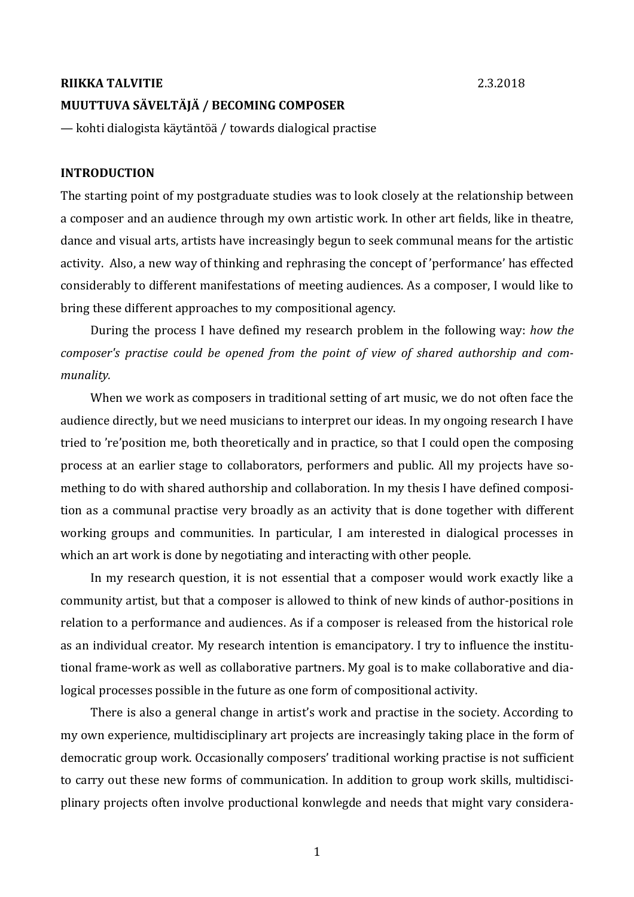**RIIKKA TALVITIE** 2.3.2018

**MUUTTUVA SÄVELTÄJÄ / BECOMING COMPOSER**

— kohti dialogista käytäntöä / towards dialogical practise

## INTRODUCTION

The starting point of my postgraduate studies was to look closely at the relationship between a composer and an audience through my own artistic work. In other art fields, like in theatre, dance and visual arts, artists have increasingly begun to seek communal means for the artistic activity. Also, a new way of thinking and rephrasing the concept of 'performance' has effected considerably to different manifestations of meeting audiences. As a composer, I would like to bring these different approaches to my compositional agency.

During the process I have defined my research problem in the following way: *how the composer's practise could be opened from the point of view of shared authorship and communality.*

When we work as composers in traditional setting of art music, we do not often face the audience directly, but we need musicians to interpret our ideas. In my ongoing research I have tried to 're'position me, both theoretically and in practice, so that I could open the composing process at an earlier stage to collaborators, performers and public. All my projects have something to do with shared authorship and collaboration. In my thesis I have defined composition as a communal practise very broadly as an activity that is done together with different working groups and communities. In particular, I am interested in dialogical processes in which an art work is done by negotiating and interacting with other people.

In my research question, it is not essential that a composer would work exactly like a community artist, but that a composer is allowed to think of new kinds of author-positions in relation to a performance and audiences. As if a composer is released from the historical role as an individual creator. My research intention is emancipatory. I try to influence the institutional frame-work as well as collaborative partners. My goal is to make collaborative and dialogical processes possible in the future as one form of compositional activity.

There is also a general change in artist's work and practise in the society. According to my own experience, multidisciplinary art projects are increasingly taking place in the form of democratic group work. Occasionally composers' traditional working practise is not sufficient to carry out these new forms of communication. In addition to group work skills, multidisciplinary projects often involve productional konwlegde and needs that might vary considera-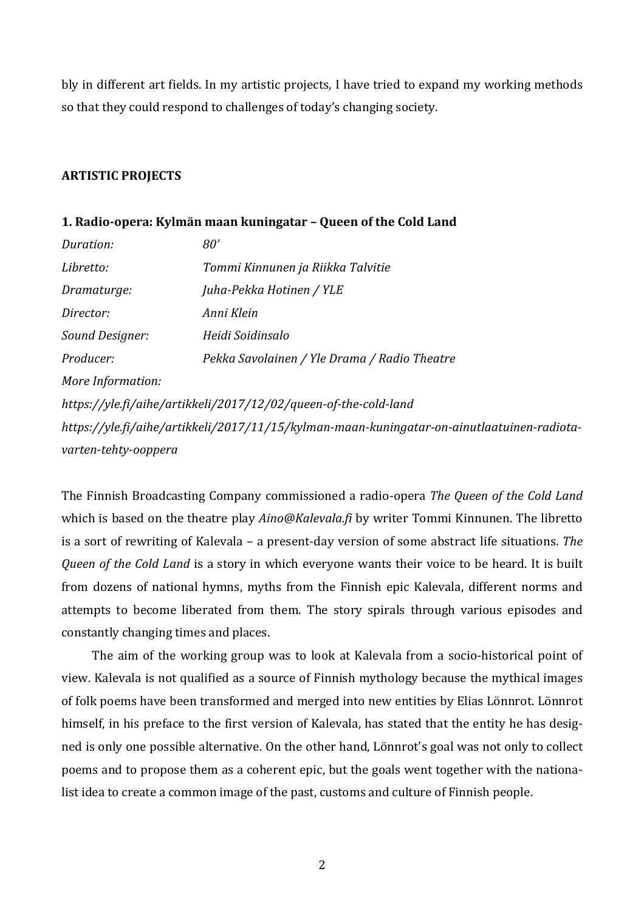bly in different art fields. In my artistic projects, I have tried to expand my working methods so that they could respond to challenges of today's changing society.

## ARTISTIC PROJECTS

### 1. Radio-opera: Kylmän maan kuningatar – Queen of the Cold Land

*Duration:* *80'*

*Libretto:* *Tommi Kinnunen ja Riikka Talvitie*

*Dramaturge:* *Juha-Pekka Hotinen / YLE*

*Director:* *Anni Klein*

*Sound Designer:* *Heidi Soidinsalo*

*Producer:* *Pekka Savolainen / Yle Drama / Radio Theatre*

*More Information:*

*https://yle.fi/aihe/artikkeli/2017/12/02/queen-of-the-cold-land*

*https://yle.fi/aihe/artikkeli/2017/11/15/kylman-maan-kuningatar-on-ainutlaatuinen-radiota-varten-tehty-ooppera*

The Finnish Broadcasting Company commissioned a radio-opera *The Queen of the Cold Land* which is based on the theatre play *Aino@Kalevala.fi* by writer Tommi Kinnunen. The libretto is a sort of rewriting of Kalevala – a present-day version of some abstract life situations. *The Queen of the Cold Land* is a story in which everyone wants their voice to be heard. It is built from dozens of national hymns, myths from the Finnish epic Kalevala, different norms and attempts to become liberated from them. The story spirals through various episodes and constantly changing times and places.

The aim of the working group was to look at Kalevala from a socio-historical point of view. Kalevala is not qualified as a source of Finnish mythology because the mythical images of folk poems have been transformed and merged into new entities by Elias Lönnrot. Lönnrot himself, in his preface to the first version of Kalevala, has stated that the entity he has designed is only one possible alternative. On the other hand, Lönnrot's goal was not only to collect poems and to propose them as a coherent epic, but the goals went together with the nationalist idea to create a common image of the past, customs and culture of Finnish people.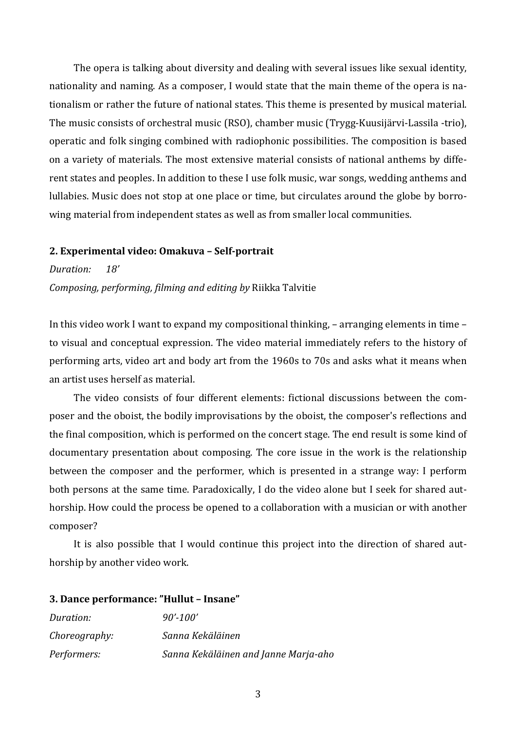The opera is talking about diversity and dealing with several issues like sexual identity, nationality and naming. As a composer, I would state that the main theme of the opera is nationalism or rather the future of national states. This theme is presented by musical material. The music consists of orchestral music (RSO), chamber music (Trygg-Kuusijärvi-Lassila -trio), operatic and folk singing combined with radiophonic possibilities. The composition is based on a variety of materials. The most extensive material consists of national anthems by different states and peoples. In addition to these I use folk music, war songs, wedding anthems and lullabies. Music does not stop at one place or time, but circulates around the globe by borrowing material from independent states as well as from smaller local communities.

**2. Experimental video: Omakuva – Self-portrait**

*Duration:* *18'*

*Composing, performing, filming and editing by* Riikka Talvitie

In this video work I want to expand my compositional thinking, – arranging elements in time – to visual and conceptual expression. The video material immediately refers to the history of performing arts, video art and body art from the 1960s to 70s and asks what it means when an artist uses herself as material.

The video consists of four different elements: fictional discussions between the composer and the oboist, the bodily improvisations by the oboist, the composer's reflections and the final composition, which is performed on the concert stage. The end result is some kind of documentary presentation about composing. The core issue in the work is the relationship between the composer and the performer, which is presented in a strange way: I perform both persons at the same time. Paradoxically, I do the video alone but I seek for shared authorship. How could the process be opened to a collaboration with a musician or with another composer?

It is also possible that I would continue this project into the direction of shared authorship by another video work.

**3. Dance performance: "Hullut – Insane"**

*Duration:* *90'-100'*

*Choreography:* *Sanna Kekäläinen*

*Performers:* *Sanna Kekäläinen and Janne Marja-aho*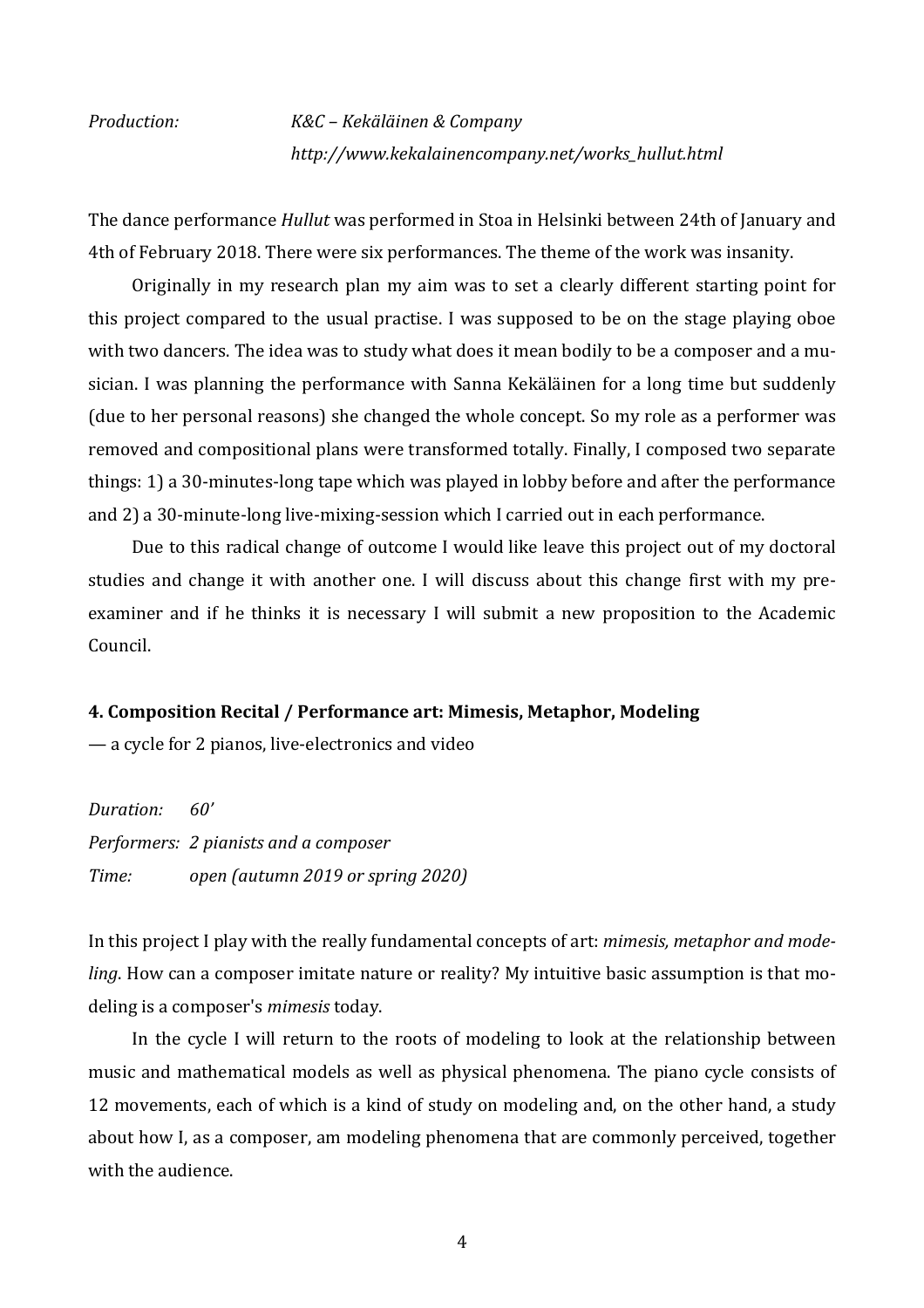*Production:* *K&C – Kekäläinen & Company*
*http://www.kekalainencompany.net/works_hullut.html*

The dance performance *Hullut* was performed in Stoa in Helsinki between 24th of January and 4th of February 2018. There were six performances. The theme of the work was insanity.

Originally in my research plan my aim was to set a clearly different starting point for this project compared to the usual practise. I was supposed to be on the stage playing oboe with two dancers. The idea was to study what does it mean bodily to be a composer and a musician. I was planning the performance with Sanna Kekäläinen for a long time but suddenly (due to her personal reasons) she changed the whole concept. So my role as a performer was removed and compositional plans were transformed totally. Finally, I composed two separate things: 1) a 30-minutes-long tape which was played in lobby before and after the performance and 2) a 30-minute-long live-mixing-session which I carried out in each performance.

Due to this radical change of outcome I would like leave this project out of my doctoral studies and change it with another one. I will discuss about this change first with my pre-examiner and if he thinks it is necessary I will submit a new proposition to the Academic Council.

**4. Composition Recital / Performance art: Mimesis, Metaphor, Modeling**

— a cycle for 2 pianos, live-electronics and video

*Duration:* *60'*
*Performers:* *2 pianists and a composer*
*Time:* *open (autumn 2019 or spring 2020)*

In this project I play with the really fundamental concepts of art: *mimesis, metaphor and modeling*. How can a composer imitate nature or reality? My intuitive basic assumption is that modeling is a composer's *mimesis* today.

In the cycle I will return to the roots of modeling to look at the relationship between music and mathematical models as well as physical phenomena. The piano cycle consists of 12 movements, each of which is a kind of study on modeling and, on the other hand, a study about how I, as a composer, am modeling phenomena that are commonly perceived, together with the audience.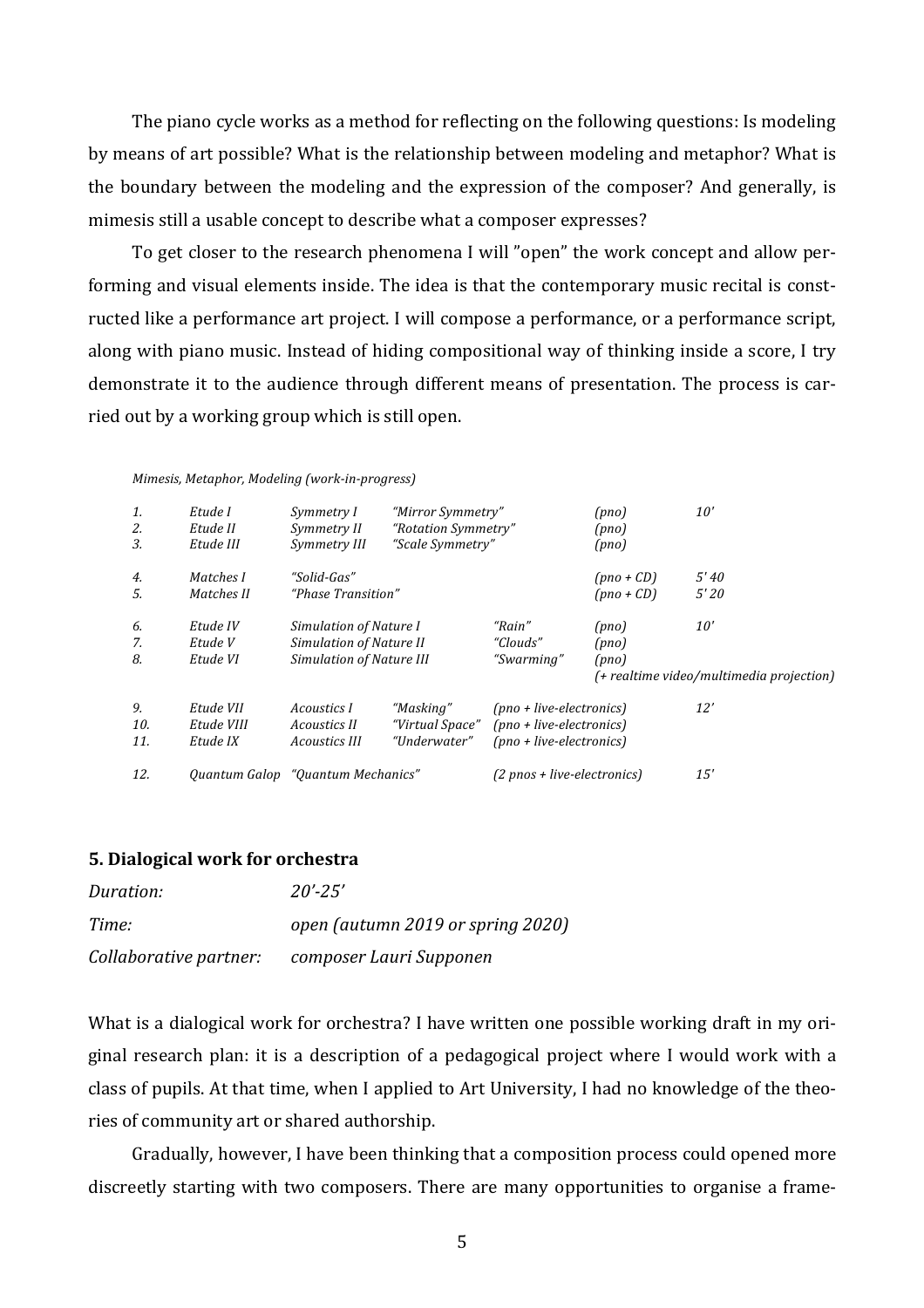The piano cycle works as a method for reflecting on the following questions: Is modeling by means of art possible? What is the relationship between modeling and metaphor? What is the boundary between the modeling and the expression of the composer? And generally, is mimesis still a usable concept to describe what a composer expresses?

To get closer to the research phenomena I will ”open” the work concept and allow performing and visual elements inside. The idea is that the contemporary music recital is constructed like a performance art project. I will compose a performance, or a performance script, along with piano music. Instead of hiding compositional way of thinking inside a score, I try demonstrate it to the audience through different means of presentation. The process is carried out by a working group which is still open.

*Mimesis, Metaphor, Modeling (work-in-progress)*

| | | | | | | |
|---|---|---|---|---|---|---|
| *1.* | *Etude I* | *Symmetry I* | *"Mirror Symmetry"* | | *(pno)* | *10'* |
| *2.* | *Etude II* | *Symmetry II* | *"Rotation Symmetry"* | | *(pno)* | |
| *3.* | *Etude III* | *Symmetry III* | *"Scale Symmetry"* | | *(pno)* | |
| *4.* | *Matches I* | *"Solid-Gas"* | | | *(pno + CD)* | *5' 40* |
| *5.* | *Matches II* | *"Phase Transition"* | | | *(pno + CD)* | *5' 20* |
| *6.* | *Etude IV* | *Simulation of Nature I* | | *"Rain"* | *(pno)* | *10'* |
| *7.* | *Etude V* | *Simulation of Nature II* | | *"Clouds"* | *(pno)* | |
| *8.* | *Etude VI* | *Simulation of Nature III* | | *"Swarming"* | *(pno)* *(+ realtime video/multimedia projection)* | |
| *9.* | *Etude VII* | *Acoustics I* | *"Masking"* | *(pno + live-electronics)* | | *12'* |
| *10.* | *Etude VIII* | *Acoustics II* | *"Virtual Space"* | *(pno + live-electronics)* | | |
| *11.* | *Etude IX* | *Acoustics III* | *"Underwater"* | *(pno + live-electronics)* | | |
| *12.* | *Quantum Galop* | *"Quantum Mechanics"* | | *(2 pnos + live-electronics)* | | *15'* |

## 5. Dialogical work for orchestra

| | |
|---|---|
| *Duration:* | *20'-25'* |
| *Time:* | *open (autumn 2019 or spring 2020)* |
| *Collaborative partner:* | *composer Lauri Supponen* |

What is a dialogical work for orchestra? I have written one possible working draft in my original research plan: it is a description of a pedagogical project where I would work with a class of pupils. At that time, when I applied to Art University, I had no knowledge of the theories of community art or shared authorship.

Gradually, however, I have been thinking that a composition process could opened more discreetly starting with two composers. There are many opportunities to organise a frame-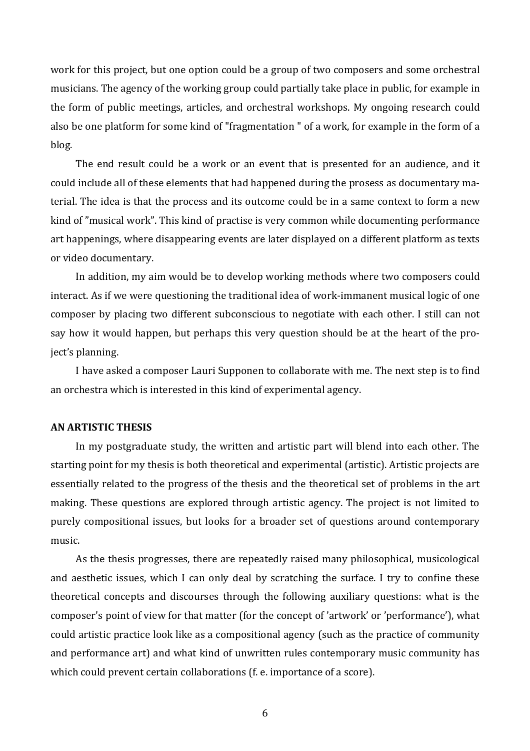work for this project, but one option could be a group of two composers and some orchestral musicians. The agency of the working group could partially take place in public, for example in the form of public meetings, articles, and orchestral workshops. My ongoing research could also be one platform for some kind of "fragmentation " of a work, for example in the form of a blog.

The end result could be a work or an event that is presented for an audience, and it could include all of these elements that had happened during the prosess as documentary material. The idea is that the process and its outcome could be in a same context to form a new kind of ”musical work”. This kind of practise is very common while documenting performance art happenings, where disappearing events are later displayed on a different platform as texts or video documentary.

In addition, my aim would be to develop working methods where two composers could interact. As if we were questioning the traditional idea of work-immanent musical logic of one composer by placing two different subconscious to negotiate with each other. I still can not say how it would happen, but perhaps this very question should be at the heart of the project's planning.

I have asked a composer Lauri Supponen to collaborate with me. The next step is to find an orchestra which is interested in this kind of experimental agency.

## AN ARTISTIC THESIS

In my postgraduate study, the written and artistic part will blend into each other. The starting point for my thesis is both theoretical and experimental (artistic). Artistic projects are essentially related to the progress of the thesis and the theoretical set of problems in the art making. These questions are explored through artistic agency. The project is not limited to purely compositional issues, but looks for a broader set of questions around contemporary music.

As the thesis progresses, there are repeatedly raised many philosophical, musicological and aesthetic issues, which I can only deal by scratching the surface. I try to confine these theoretical concepts and discourses through the following auxiliary questions: what is the composer's point of view for that matter (for the concept of ’artwork’ or ’performance’), what could artistic practice look like as a compositional agency (such as the practice of community and performance art) and what kind of unwritten rules contemporary music community has which could prevent certain collaborations (f. e. importance of a score).